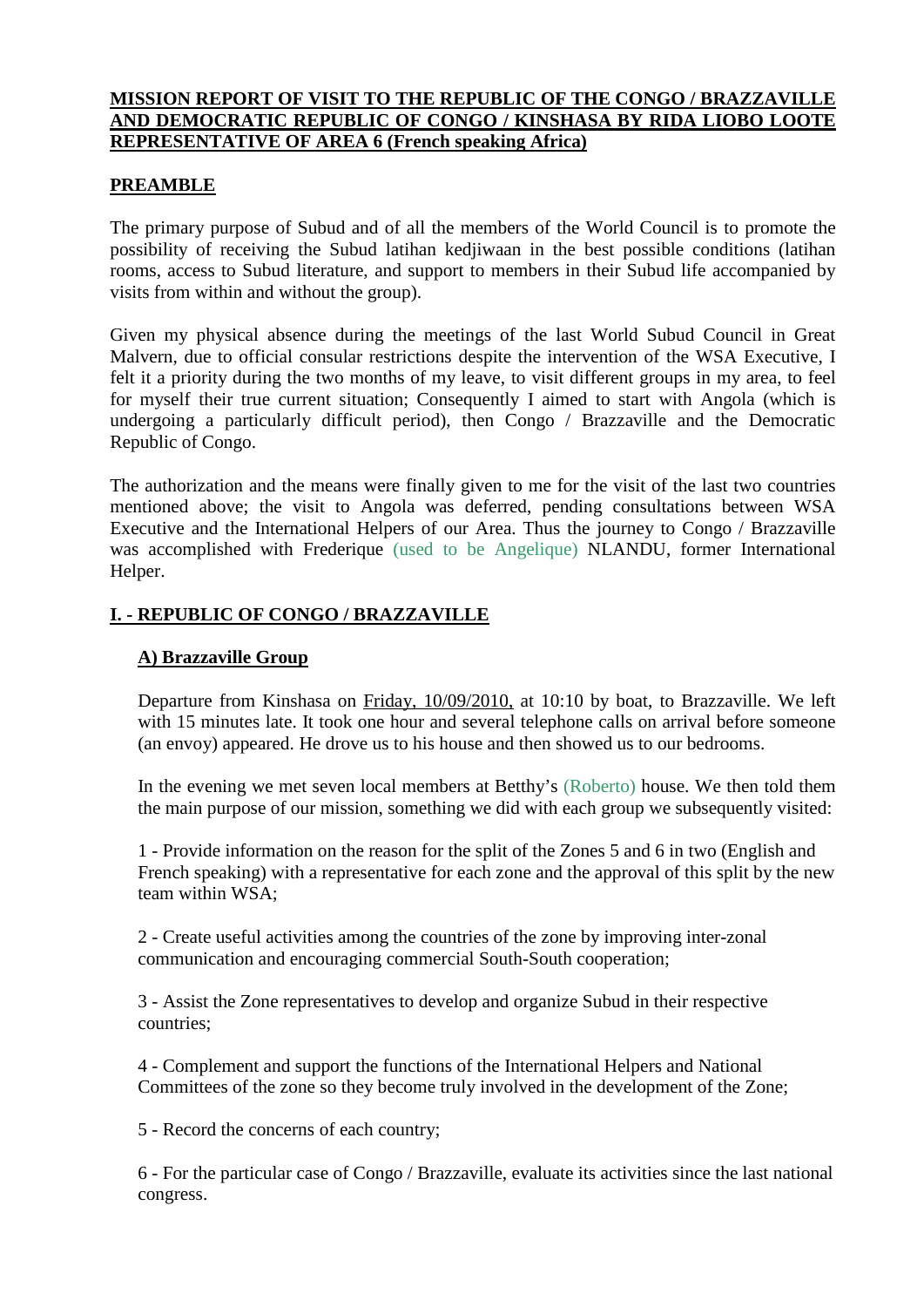**MISSION REPORT OF VISIT TO THE REPUBLIC OF THE CONGO / BRAZZAVILLE AND DEMOCRATIC REPUBLIC OF CONGO / KINSHASA BY RIDA LIOBO LOOTE REPRESENTATIVE OF AREA 6 (French speaking Africa)**

## PREAMBLE

The primary purpose of Subud and of all the members of the World Council is to promote the possibility of receiving the Subud latihan kedjiwaan in the best possible conditions (latihan rooms, access to Subud literature, and support to members in their Subud life accompanied by visits from within and without the group).

Given my physical absence during the meetings of the last World Subud Council in Great Malvern, due to official consular restrictions despite the intervention of the WSA Executive, I felt it a priority during the two months of my leave, to visit different groups in my area, to feel for myself their true current situation; Consequently I aimed to start with Angola (which is undergoing a particularly difficult period), then Congo / Brazzaville and the Democratic Republic of Congo.

The authorization and the means were finally given to me for the visit of the last two countries mentioned above; the visit to Angola was deferred, pending consultations between WSA Executive and the International Helpers of our Area. Thus the journey to Congo / Brazzaville was accomplished with Frederique (used to be Angelique) NLANDU, former International Helper.

## I. - REPUBLIC OF CONGO / BRAZZAVILLE

### A) Brazzaville Group

Departure from Kinshasa on Friday, 10/09/2010, at 10:10 by boat, to Brazzaville. We left with 15 minutes late. It took one hour and several telephone calls on arrival before someone (an envoy) appeared. He drove us to his house and then showed us to our bedrooms.

In the evening we met seven local members at Betthy's (Roberto) house. We then told them the main purpose of our mission, something we did with each group we subsequently visited:

1 - Provide information on the reason for the split of the Zones 5 and 6 in two (English and French speaking) with a representative for each zone and the approval of this split by the new team within WSA;

2 - Create useful activities among the countries of the zone by improving inter-zonal communication and encouraging commercial South-South cooperation;

3 - Assist the Zone representatives to develop and organize Subud in their respective countries;

4 - Complement and support the functions of the International Helpers and National Committees of the zone so they become truly involved in the development of the Zone;

5 - Record the concerns of each country;

6 - For the particular case of Congo / Brazzaville, evaluate its activities since the last national congress.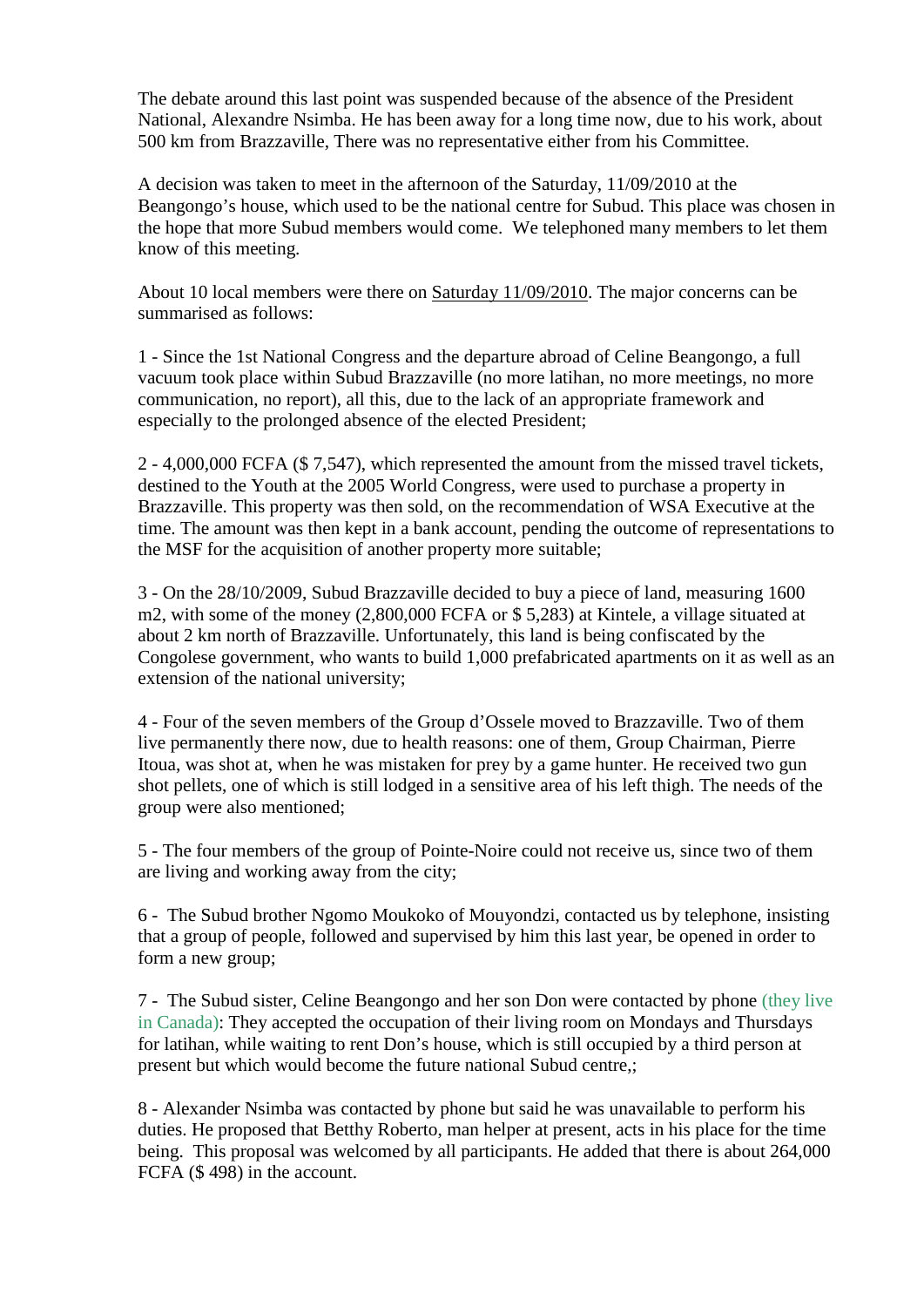The debate around this last point was suspended because of the absence of the President National, Alexandre Nsimba. He has been away for a long time now, due to his work, about 500 km from Brazzaville, There was no representative either from his Committee.

A decision was taken to meet in the afternoon of the Saturday, 11/09/2010 at the Beangongo's house, which used to be the national centre for Subud. This place was chosen in the hope that more Subud members would come. We telephoned many members to let them know of this meeting.

About 10 local members were there on Saturday 11/09/2010. The major concerns can be summarised as follows:

1 - Since the 1st National Congress and the departure abroad of Celine Beangongo, a full vacuum took place within Subud Brazzaville (no more latihan, no more meetings, no more communication, no report), all this, due to the lack of an appropriate framework and especially to the prolonged absence of the elected President;

2 - 4,000,000 FCFA ($ 7,547), which represented the amount from the missed travel tickets, destined to the Youth at the 2005 World Congress, were used to purchase a property in Brazzaville. This property was then sold, on the recommendation of WSA Executive at the time. The amount was then kept in a bank account, pending the outcome of representations to the MSF for the acquisition of another property more suitable;

3 - On the 28/10/2009, Subud Brazzaville decided to buy a piece of land, measuring 1600 m2, with some of the money (2,800,000 FCFA or $ 5,283) at Kintele, a village situated at about 2 km north of Brazzaville. Unfortunately, this land is being confiscated by the Congolese government, who wants to build 1,000 prefabricated apartments on it as well as an extension of the national university;

4 - Four of the seven members of the Group d'Ossele moved to Brazzaville. Two of them live permanently there now, due to health reasons: one of them, Group Chairman, Pierre Itoua, was shot at, when he was mistaken for prey by a game hunter. He received two gun shot pellets, one of which is still lodged in a sensitive area of his left thigh. The needs of the group were also mentioned;

5 - The four members of the group of Pointe-Noire could not receive us, since two of them are living and working away from the city;

6 - The Subud brother Ngomo Moukoko of Mouyondzi, contacted us by telephone, insisting that a group of people, followed and supervised by him this last year, be opened in order to form a new group;

7 - The Subud sister, Celine Beangongo and her son Don were contacted by phone (they live in Canada): They accepted the occupation of their living room on Mondays and Thursdays for latihan, while waiting to rent Don's house, which is still occupied by a third person at present but which would become the future national Subud centre,;

8 - Alexander Nsimba was contacted by phone but said he was unavailable to perform his duties. He proposed that Betthy Roberto, man helper at present, acts in his place for the time being. This proposal was welcomed by all participants. He added that there is about 264,000 FCFA ($ 498) in the account.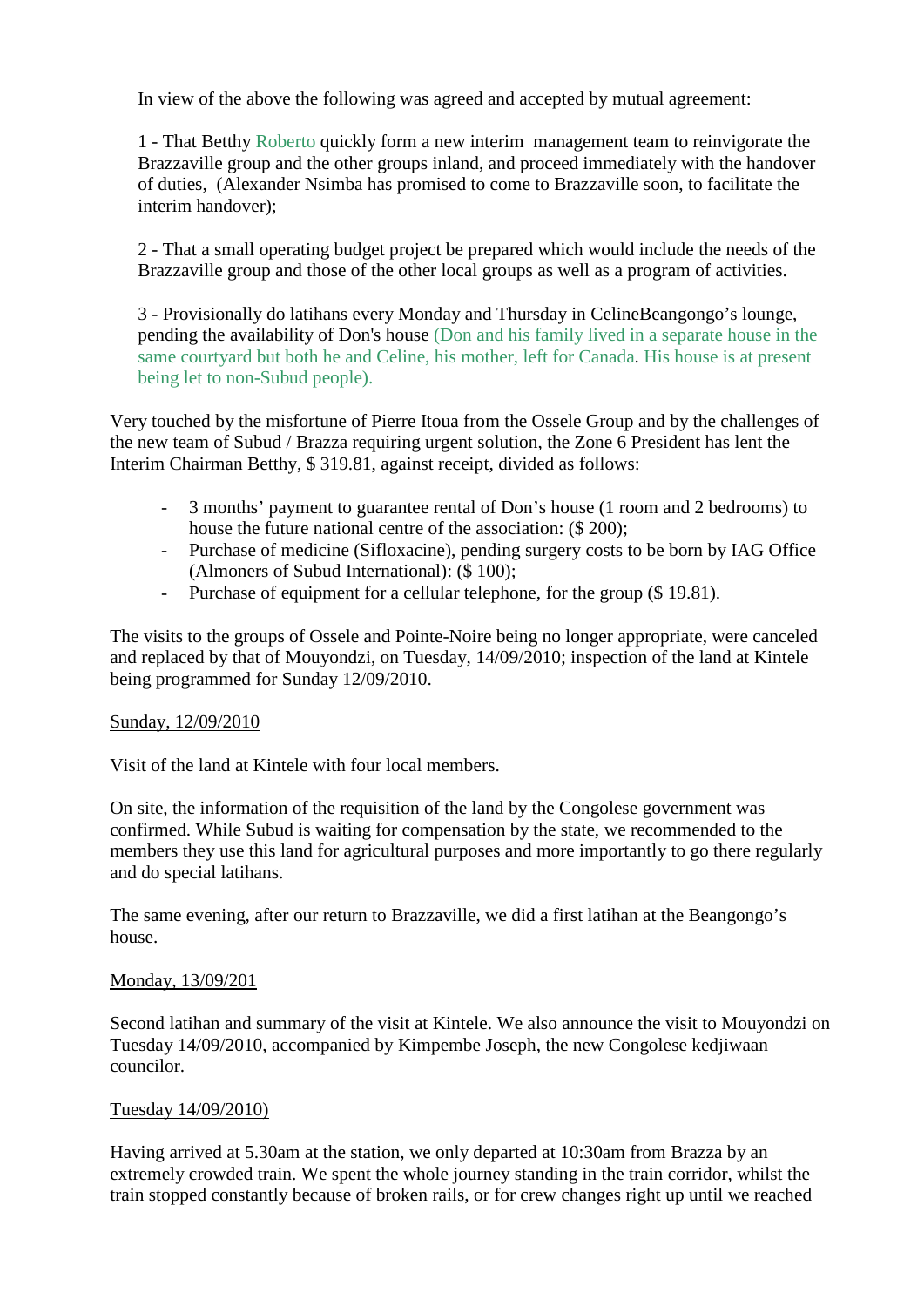In view of the above the following was agreed and accepted by mutual agreement:

1 - That Betthy Roberto quickly form a new interim management team to reinvigorate the Brazzaville group and the other groups inland, and proceed immediately with the handover of duties, (Alexander Nsimba has promised to come to Brazzaville soon, to facilitate the interim handover);

2 - That a small operating budget project be prepared which would include the needs of the Brazzaville group and those of the other local groups as well as a program of activities.

3 - Provisionally do latihans every Monday and Thursday in CelineBeangongo's lounge, pending the availability of Don's house (Don and his family lived in a separate house in the same courtyard but both he and Celine, his mother, left for Canada. His house is at present being let to non-Subud people).

Very touched by the misfortune of Pierre Itoua from the Ossele Group and by the challenges of the new team of Subud / Brazza requiring urgent solution, the Zone 6 President has lent the Interim Chairman Betthy, $ 319.81, against receipt, divided as follows:

- 3 months' payment to guarantee rental of Don's house (1 room and 2 bedrooms) to house the future national centre of the association: ($ 200);
- Purchase of medicine (Sifloxacine), pending surgery costs to be born by IAG Office (Almoners of Subud International): ($ 100);
- Purchase of equipment for a cellular telephone, for the group ($ 19.81).

The visits to the groups of Ossele and Pointe-Noire being no longer appropriate, were canceled and replaced by that of Mouyondzi, on Tuesday, 14/09/2010; inspection of the land at Kintele being programmed for Sunday 12/09/2010.

<u>Sunday, 12/09/2010</u>

Visit of the land at Kintele with four local members.

On site, the information of the requisition of the land by the Congolese government was confirmed. While Subud is waiting for compensation by the state, we recommended to the members they use this land for agricultural purposes and more importantly to go there regularly and do special latihans.

The same evening, after our return to Brazzaville, we did a first latihan at the Beangongo's house.

<u>Monday, 13/09/201</u>

Second latihan and summary of the visit at Kintele. We also announce the visit to Mouyondzi on Tuesday 14/09/2010, accompanied by Kimpembe Joseph, the new Congolese kedjiwaan councilor.

<u>Tuesday 14/09/2010)</u>

Having arrived at 5.30am at the station, we only departed at 10:30am from Brazza by an extremely crowded train. We spent the whole journey standing in the train corridor, whilst the train stopped constantly because of broken rails, or for crew changes right up until we reached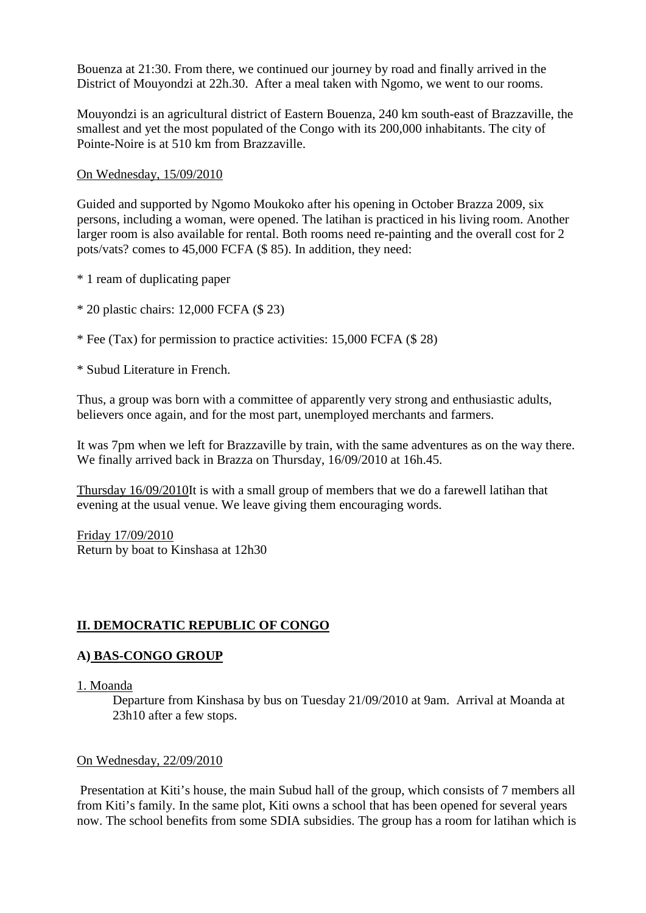Bouenza at 21:30. From there, we continued our journey by road and finally arrived in the District of Mouyondzi at 22h.30. After a meal taken with Ngomo, we went to our rooms.

Mouyondzi is an agricultural district of Eastern Bouenza, 240 km south-east of Brazzaville, the smallest and yet the most populated of the Congo with its 200,000 inhabitants. The city of Pointe-Noire is at 510 km from Brazzaville.

<u>On Wednesday, 15/09/2010</u>

Guided and supported by Ngomo Moukoko after his opening in October Brazza 2009, six persons, including a woman, were opened. The latihan is practiced in his living room. Another larger room is also available for rental. Both rooms need re-painting and the overall cost for 2 pots/vats? comes to 45,000 FCFA ($ 85). In addition, they need:

* 1 ream of duplicating paper
* 20 plastic chairs: 12,000 FCFA ($ 23)
* Fee (Tax) for permission to practice activities: 15,000 FCFA ($ 28)
* Subud Literature in French.

Thus, a group was born with a committee of apparently very strong and enthusiastic adults, believers once again, and for the most part, unemployed merchants and farmers.

It was 7pm when we left for Brazzaville by train, with the same adventures as on the way there. We finally arrived back in Brazza on Thursday, 16/09/2010 at 16h.45.

<u>Thursday 16/09/2010</u>It is with a small group of members that we do a farewell latihan that evening at the usual venue. We leave giving them encouraging words.

<u>Friday 17/09/2010</u>
Return by boat to Kinshasa at 12h30

## II. DEMOCRATIC REPUBLIC OF CONGO

### A) BAS-CONGO GROUP

<u>1. Moanda</u>

Departure from Kinshasa by bus on Tuesday 21/09/2010 at 9am. Arrival at Moanda at 23h10 after a few stops.

<u>On Wednesday, 22/09/2010</u>

Presentation at Kiti's house, the main Subud hall of the group, which consists of 7 members all from Kiti's family. In the same plot, Kiti owns a school that has been opened for several years now. The school benefits from some SDIA subsidies. The group has a room for latihan which is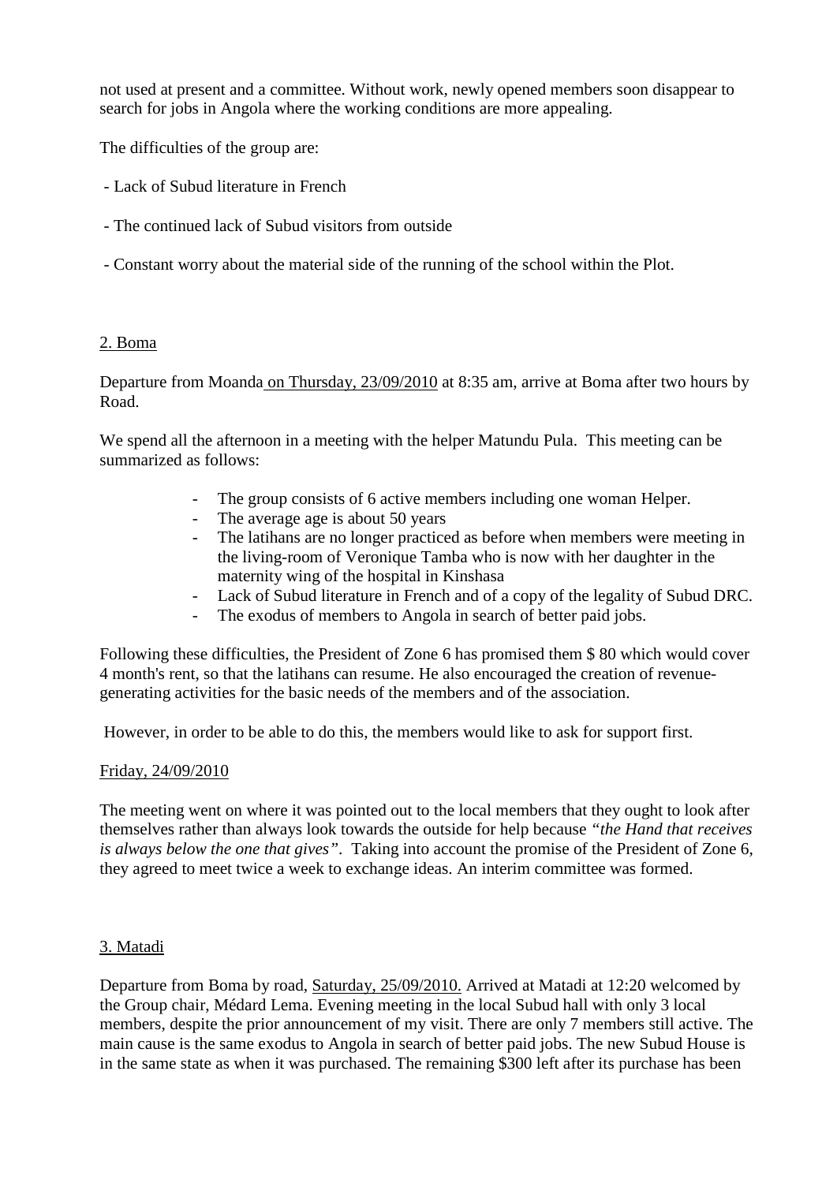not used at present and a committee. Without work, newly opened members soon disappear to search for jobs in Angola where the working conditions are more appealing.

The difficulties of the group are:

- Lack of Subud literature in French
- The continued lack of Subud visitors from outside
- Constant worry about the material side of the running of the school within the Plot.

## 2. Boma

Departure from Moanda on Thursday, 23/09/2010 at 8:35 am, arrive at Boma after two hours by Road.

We spend all the afternoon in a meeting with the helper Matundu Pula. This meeting can be summarized as follows:

- The group consists of 6 active members including one woman Helper.
- The average age is about 50 years
- The latihans are no longer practiced as before when members were meeting in the living-room of Veronique Tamba who is now with her daughter in the maternity wing of the hospital in Kinshasa
- Lack of Subud literature in French and of a copy of the legality of Subud DRC.
- The exodus of members to Angola in search of better paid jobs.

Following these difficulties, the President of Zone 6 has promised them $ 80 which would cover 4 month's rent, so that the latihans can resume. He also encouraged the creation of revenue-generating activities for the basic needs of the members and of the association.

However, in order to be able to do this, the members would like to ask for support first.

Friday, 24/09/2010

The meeting went on where it was pointed out to the local members that they ought to look after themselves rather than always look towards the outside for help because *"the Hand that receives is always below the one that gives"*. Taking into account the promise of the President of Zone 6, they agreed to meet twice a week to exchange ideas. An interim committee was formed.

## 3. Matadi

Departure from Boma by road, Saturday, 25/09/2010. Arrived at Matadi at 12:20 welcomed by the Group chair, Médard Lema. Evening meeting in the local Subud hall with only 3 local members, despite the prior announcement of my visit. There are only 7 members still active. The main cause is the same exodus to Angola in search of better paid jobs. The new Subud House is in the same state as when it was purchased. The remaining $300 left after its purchase has been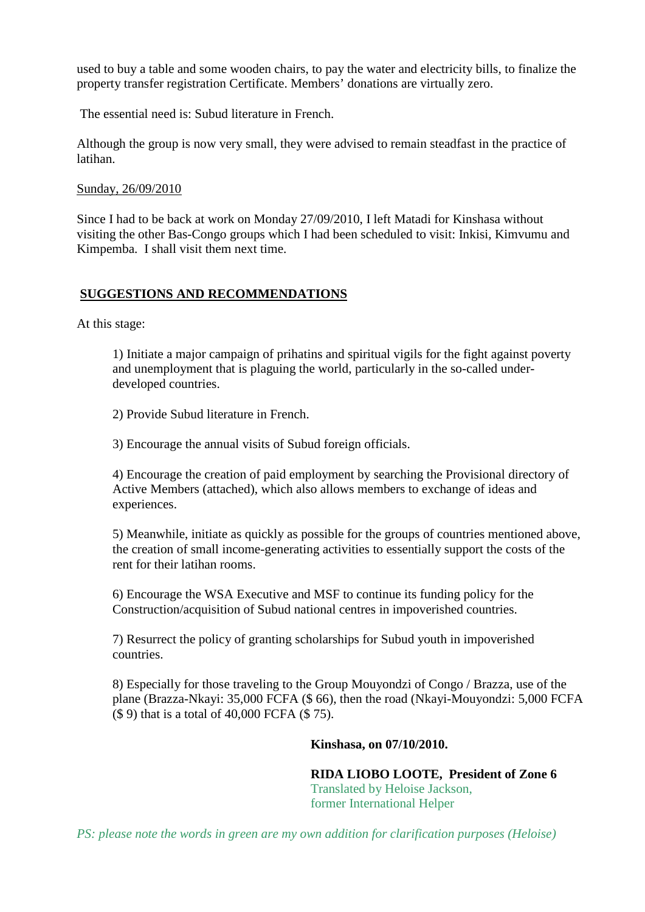used to buy a table and some wooden chairs, to pay the water and electricity bills, to finalize the property transfer registration Certificate. Members' donations are virtually zero.

The essential need is: Subud literature in French.

Although the group is now very small, they were advised to remain steadfast in the practice of latihan.

Sunday, 26/09/2010

Since I had to be back at work on Monday 27/09/2010, I left Matadi for Kinshasa without visiting the other Bas-Congo groups which I had been scheduled to visit: Inkisi, Kimvumu and Kimpemba. I shall visit them next time.

## SUGGESTIONS AND RECOMMENDATIONS

At this stage:

1) Initiate a major campaign of prihatins and spiritual vigils for the fight against poverty and unemployment that is plaguing the world, particularly in the so-called under-developed countries.

2) Provide Subud literature in French.

3) Encourage the annual visits of Subud foreign officials.

4) Encourage the creation of paid employment by searching the Provisional directory of Active Members (attached), which also allows members to exchange of ideas and experiences.

5) Meanwhile, initiate as quickly as possible for the groups of countries mentioned above, the creation of small income-generating activities to essentially support the costs of the rent for their latihan rooms.

6) Encourage the WSA Executive and MSF to continue its funding policy for the Construction/acquisition of Subud national centres in impoverished countries.

7) Resurrect the policy of granting scholarships for Subud youth in impoverished countries.

8) Especially for those traveling to the Group Mouyondzi of Congo / Brazza, use of the plane (Brazza-Nkayi: 35,000 FCFA ($ 66), then the road (Nkayi-Mouyondzi: 5,000 FCFA ($ 9) that is a total of 40,000 FCFA ($ 75).

**Kinshasa, on 07/10/2010.**

**RIDA LIOBO LOOTE, President of Zone 6**
Translated by Heloise Jackson,
former International Helper

*PS: please note the words in green are my own addition for clarification purposes (Heloise)*